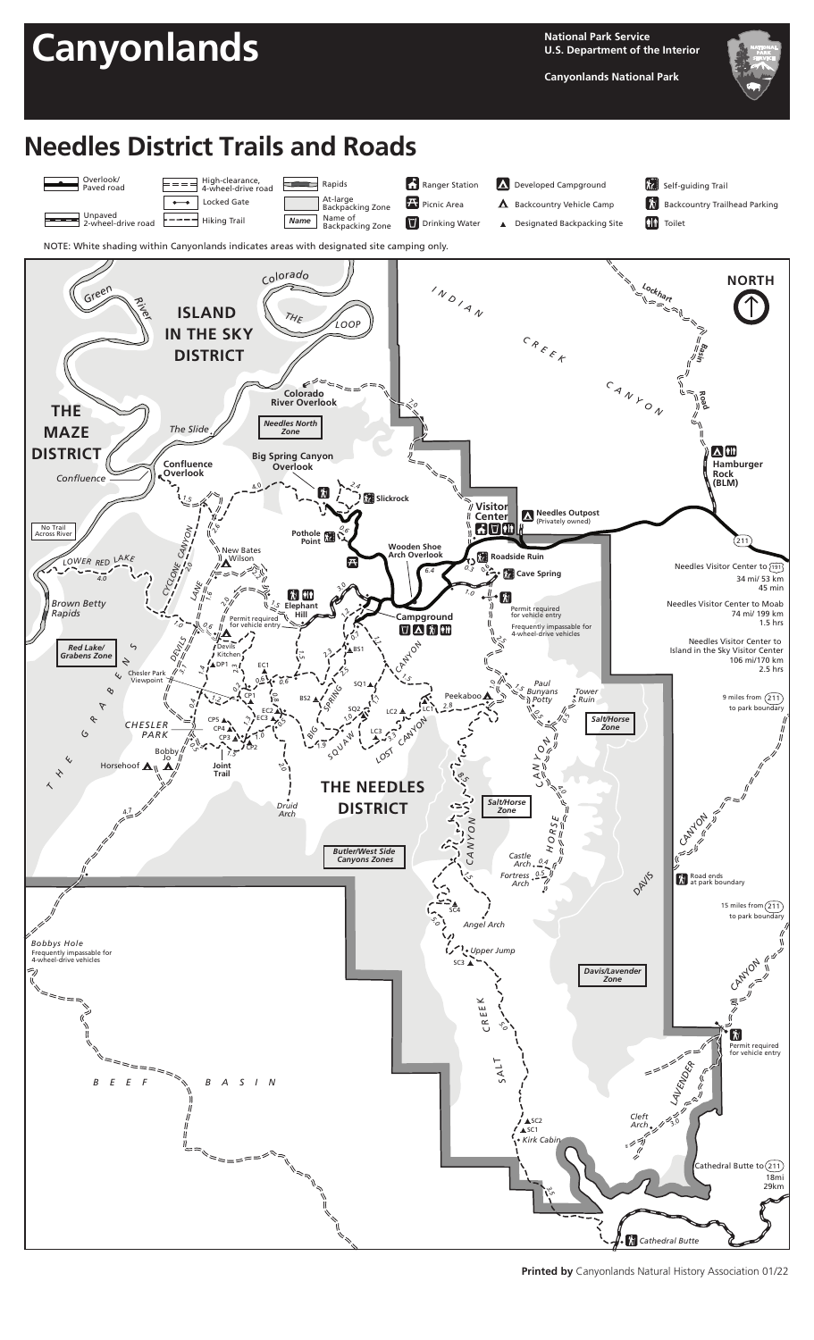# Canyonlands

**National Park Service**
**U.S. Department of the Interior**

**Canyonlands National Park**

## Needles District Trails and Roads

**Legend:**

- Overlook/Paved road
- Unpaved 2-wheel-drive road
- High-clearance, 4-wheel-drive road
- Locked Gate
- Hiking Trail
- Rapids
- At-large Backpacking Zone
- Name of Backpacking Zone
- Ranger Station
- Picnic Area
- Drinking Water
- Developed Campground
- Backcountry Vehicle Camp
- Designated Backpacking Site
- Self-guiding Trail
- Backcountry Trailhead Parking
- Toilet

NOTE: White shading within Canyonlands indicates areas with designated site camping only.

Needles Visitor Center to (191): 34 mi/ 53 km, 45 min

Needles Visitor Center to Moab: 74 mi/ 199 km, 1.5 hrs

Needles Visitor Center to Island in the Sky Visitor Center: 106 mi/170 km, 2.5 hrs

9 miles from (211) to park boundary

15 miles from (211) to park boundary

Cathedral Butte to (211): 18mi, 29km

**Printed by** Canyonlands Natural History Association 01/22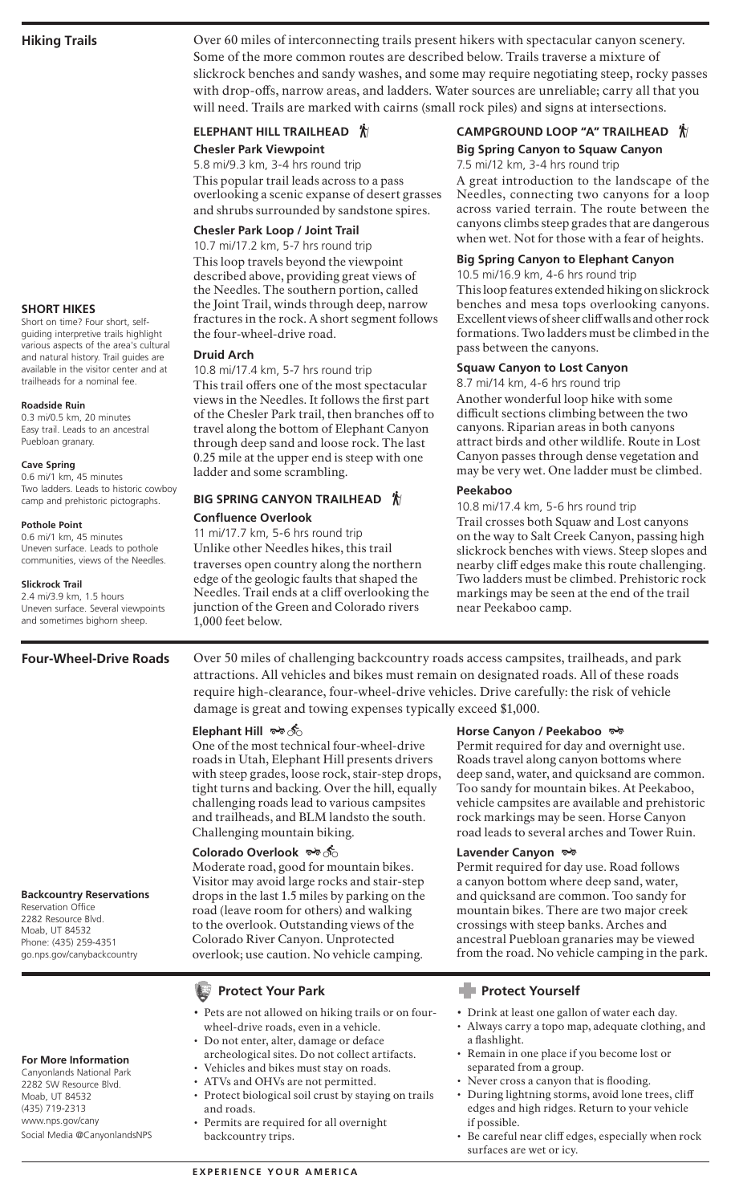## Hiking Trails

Over 60 miles of interconnecting trails present hikers with spectacular canyon scenery. Some of the more common routes are described below. Trails traverse a mixture of slickrock benches and sandy washes, and some may require negotiating steep, rocky passes with drop-offs, narrow areas, and ladders. Water sources are unreliable; carry all that you will need. Trails are marked with cairns (small rock piles) and signs at intersections.

### ELEPHANT HILL TRAILHEAD

**Chesler Park Viewpoint**

5.8 mi/9.3 km, 3-4 hrs round trip

This popular trail leads across to a pass overlooking a scenic expanse of desert grasses and shrubs surrounded by sandstone spires.

**Chesler Park Loop / Joint Trail**

10.7 mi/17.2 km, 5-7 hrs round trip

This loop travels beyond the viewpoint described above, providing great views of the Needles. The southern portion, called the Joint Trail, winds through deep, narrow fractures in the rock. A short segment follows the four-wheel-drive road.

**Druid Arch**

10.8 mi/17.4 km, 5-7 hrs round trip

This trail offers one of the most spectacular views in the Needles. It follows the first part of the Chesler Park trail, then branches off to travel along the bottom of Elephant Canyon through deep sand and loose rock. The last 0.25 mile at the upper end is steep with one ladder and some scrambling.

### BIG SPRING CANYON TRAILHEAD

**Confluence Overlook**

11 mi/17.7 km, 5-6 hrs round trip

Unlike other Needles hikes, this trail traverses open country along the northern edge of the geologic faults that shaped the Needles. Trail ends at a cliff overlooking the junction of the Green and Colorado rivers 1,000 feet below.

### CAMPGROUND LOOP "A" TRAILHEAD

**Big Spring Canyon to Squaw Canyon**

7.5 mi/12 km, 3-4 hrs round trip

A great introduction to the landscape of the Needles, connecting two canyons for a loop across varied terrain. The route between the canyons climbs steep grades that are dangerous when wet. Not for those with a fear of heights.

**Big Spring Canyon to Elephant Canyon**

10.5 mi/16.9 km, 4-6 hrs round trip

This loop features extended hiking on slickrock benches and mesa tops overlooking canyons. Excellent views of sheer cliff walls and other rock formations. Two ladders must be climbed in the pass between the canyons.

**Squaw Canyon to Lost Canyon**

8.7 mi/14 km, 4-6 hrs round trip

Another wonderful loop hike with some difficult sections climbing between the two canyons. Riparian areas in both canyons attract birds and other wildlife. Route in Lost Canyon passes through dense vegetation and may be very wet. One ladder must be climbed.

**Peekaboo**

10.8 mi/17.4 km, 5-6 hrs round trip

Trail crosses both Squaw and Lost canyons on the way to Salt Creek Canyon, passing high slickrock benches with views. Steep slopes and nearby cliff edges make this route challenging. Two ladders must be climbed. Prehistoric rock markings may be seen at the end of the trail near Peekaboo camp.

### SHORT HIKES

Short on time? Four short, self-guiding interpretive trails highlight various aspects of the area's cultural and natural history. Trail guides are available in the visitor center and at trailheads for a nominal fee.

**Roadside Ruin**
0.3 mi/0.5 km, 20 minutes
Easy trail. Leads to an ancestral Puebloan granary.

**Cave Spring**
0.6 mi/1 km, 45 minutes
Two ladders. Leads to historic cowboy camp and prehistoric pictographs.

**Pothole Point**
0.6 mi/1 km, 45 minutes
Uneven surface. Leads to pothole communities, views of the Needles.

**Slickrock Trail**
2.4 mi/3.9 km, 1.5 hours
Uneven surface. Several viewpoints and sometimes bighorn sheep.

## Four-Wheel-Drive Roads

Over 50 miles of challenging backcountry roads access campsites, trailheads, and park attractions. All vehicles and bikes must remain on designated roads. All of these roads require high-clearance, four-wheel-drive vehicles. Drive carefully: the risk of vehicle damage is great and towing expenses typically exceed $1,000.

**Elephant Hill**

One of the most technical four-wheel-drive roads in Utah, Elephant Hill presents drivers with steep grades, loose rock, stair-step drops, tight turns and backing. Over the hill, equally challenging roads lead to various campsites and trailheads, and BLM landsto the south. Challenging mountain biking.

**Colorado Overlook**

Moderate road, good for mountain bikes. Visitor may avoid large rocks and stair-step drops in the last 1.5 miles by parking on the road (leave room for others) and walking to the overlook. Outstanding views of the Colorado River Canyon. Unprotected overlook; use caution. No vehicle camping.

**Horse Canyon / Peekaboo**

Permit required for day and overnight use. Roads travel along canyon bottoms where deep sand, water, and quicksand are common. Too sandy for mountain bikes. At Peekaboo, vehicle campsites are available and prehistoric rock markings may be seen. Horse Canyon road leads to several arches and Tower Ruin.

**Lavender Canyon**

Permit required for day use. Road follows a canyon bottom where deep sand, water, and quicksand are common. Too sandy for mountain bikes. There are two major creek crossings with steep banks. Arches and ancestral Puebloan granaries may be viewed from the road. No vehicle camping in the park.

**Backcountry Reservations**
Reservation Office
2282 Resource Blvd.
Moab, UT 84532
Phone: (435) 259-4351
go.nps.gov/canybackcountry

### Protect Your Park

- Pets are not allowed on hiking trails or on four-wheel-drive roads, even in a vehicle.
- Do not enter, alter, damage or deface archeological sites. Do not collect artifacts.
- Vehicles and bikes must stay on roads.
- ATVs and OHVs are not permitted.
- Protect biological soil crust by staying on trails and roads.
- Permits are required for all overnight backcountry trips.

### Protect Yourself

- Drink at least one gallon of water each day.
- Always carry a topo map, adequate clothing, and a flashlight.
- Remain in one place if you become lost or separated from a group.
- Never cross a canyon that is flooding.
- During lightning storms, avoid lone trees, cliff edges and high ridges. Return to your vehicle if possible.
- Be careful near cliff edges, especially when rock surfaces are wet or icy.

**For More Information**
Canyonlands National Park
2282 SW Resource Blvd.
Moab, UT 84532
(435) 719-2313
www.nps.gov/cany
Social Media @CanyonlandsNPS

EXPERIENCE YOUR AMERICA